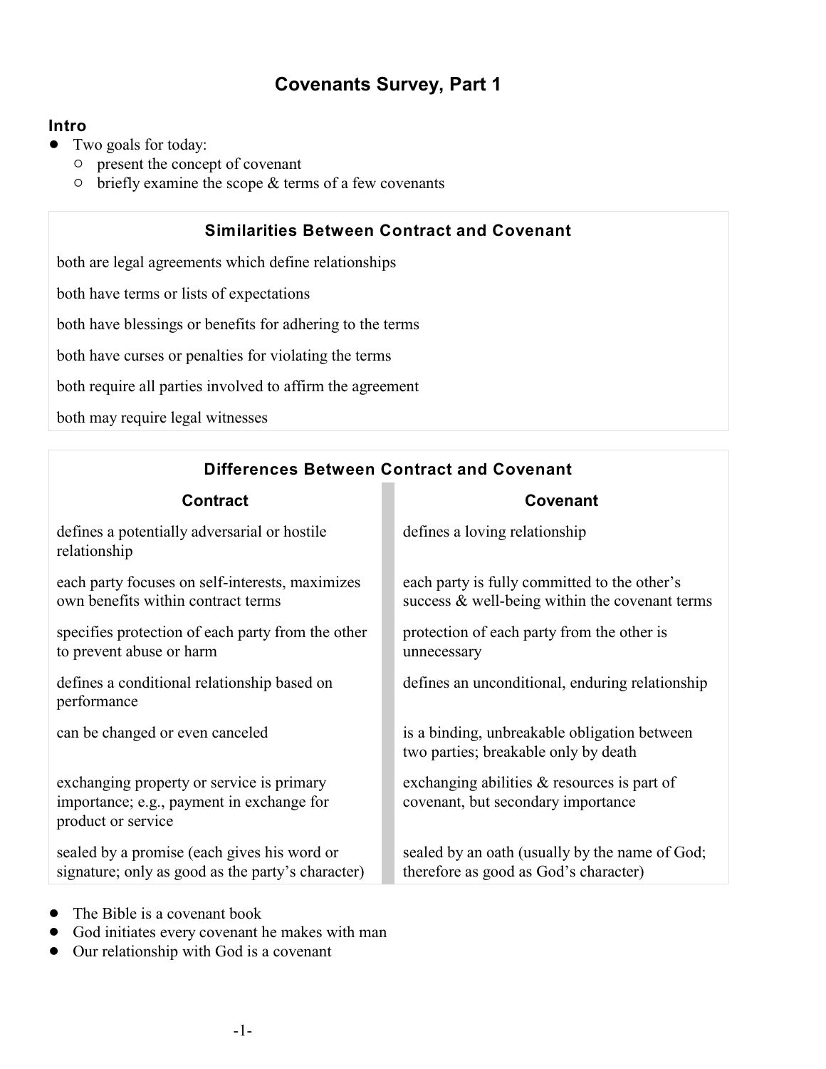# Covenants Survey, Part 1

## Intro

- Two goals for today:
  - present the concept of covenant
  - briefly examine the scope & terms of a few covenants

| Similarities Between Contract and Covenant |
|---|
| both are legal agreements which define relationships |
| both have terms or lists of expectations |
| both have blessings or benefits for adhering to the terms |
| both have curses or penalties for violating the terms |
| both require all parties involved to affirm the agreement |
| both may require legal witnesses |

**Differences Between Contract and Covenant**

| Contract | Covenant |
|---|---|
| defines a potentially adversarial or hostile relationship | defines a loving relationship |
| each party focuses on self-interests, maximizes own benefits within contract terms | each party is fully committed to the other's success & well-being within the covenant terms |
| specifies protection of each party from the other to prevent abuse or harm | protection of each party from the other is unnecessary |
| defines a conditional relationship based on performance | defines an unconditional, enduring relationship |
| can be changed or even canceled | is a binding, unbreakable obligation between two parties; breakable only by death |
| exchanging property or service is primary importance; e.g., payment in exchange for product or service | exchanging abilities & resources is part of covenant, but secondary importance |
| sealed by a promise (each gives his word or signature; only as good as the party's character) | sealed by an oath (usually by the name of God; therefore as good as God's character) |

- The Bible is a covenant book
- God initiates every covenant he makes with man
- Our relationship with God is a covenant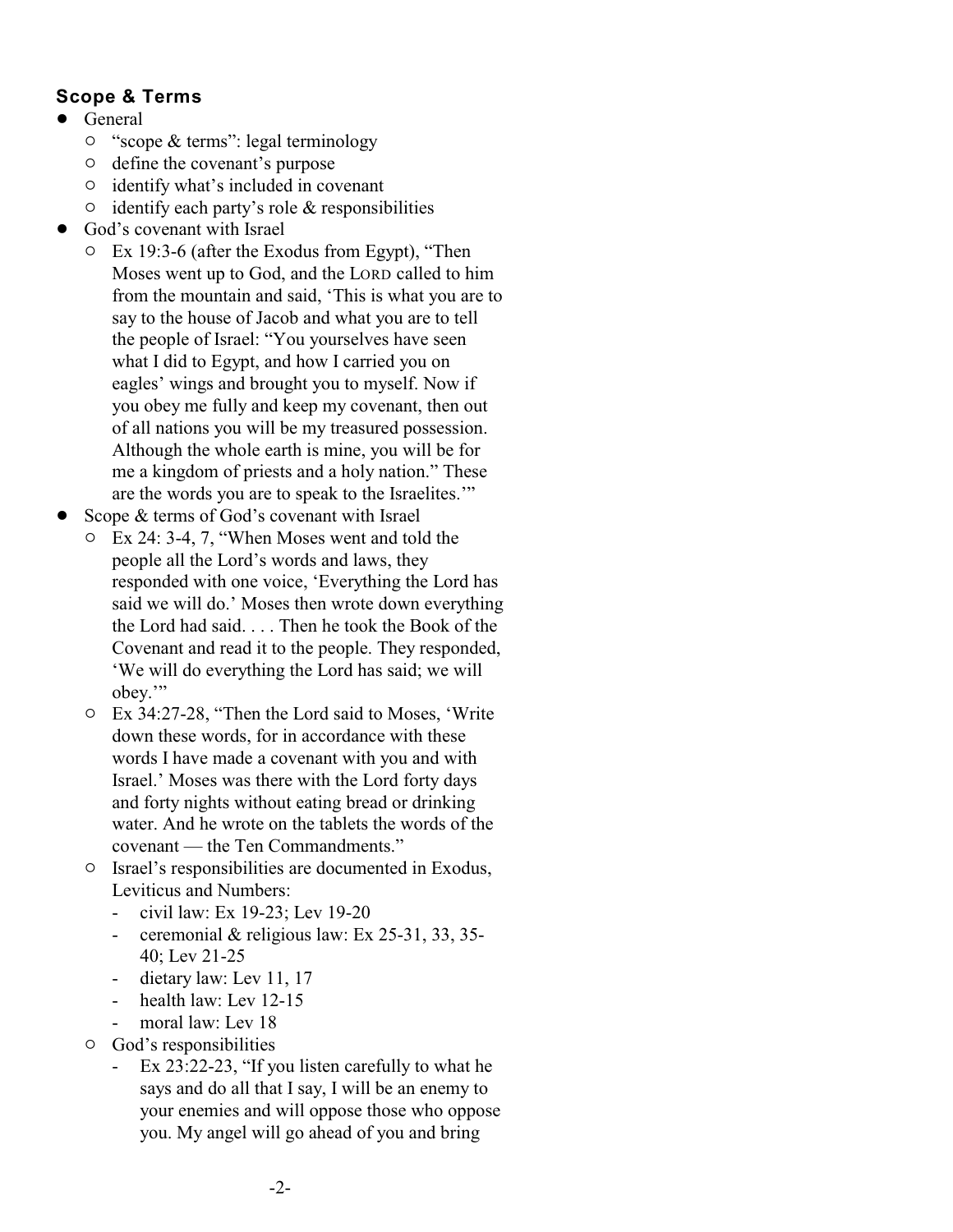### Scope & Terms

- General
  - "scope & terms": legal terminology
  - define the covenant's purpose
  - identify what's included in covenant
  - identify each party's role & responsibilities
- God's covenant with Israel
  - Ex 19:3-6 (after the Exodus from Egypt), "Then Moses went up to God, and the LORD called to him from the mountain and said, 'This is what you are to say to the house of Jacob and what you are to tell the people of Israel: "You yourselves have seen what I did to Egypt, and how I carried you on eagles' wings and brought you to myself. Now if you obey me fully and keep my covenant, then out of all nations you will be my treasured possession. Although the whole earth is mine, you will be for me a kingdom of priests and a holy nation." These are the words you are to speak to the Israelites.'"
- Scope & terms of God's covenant with Israel
  - Ex 24: 3-4, 7, "When Moses went and told the people all the Lord's words and laws, they responded with one voice, 'Everything the Lord has said we will do.' Moses then wrote down everything the Lord had said. . . . Then he took the Book of the Covenant and read it to the people. They responded, 'We will do everything the Lord has said; we will obey.'"
  - Ex 34:27-28, "Then the Lord said to Moses, 'Write down these words, for in accordance with these words I have made a covenant with you and with Israel.' Moses was there with the Lord forty days and forty nights without eating bread or drinking water. And he wrote on the tablets the words of the covenant — the Ten Commandments."
  - Israel's responsibilities are documented in Exodus, Leviticus and Numbers:
    - civil law: Ex 19-23; Lev 19-20
    - ceremonial & religious law: Ex 25-31, 33, 35-40; Lev 21-25
    - dietary law: Lev 11, 17
    - health law: Lev 12-15
    - moral law: Lev 18
  - God's responsibilities
    - Ex 23:22-23, "If you listen carefully to what he says and do all that I say, I will be an enemy to your enemies and will oppose those who oppose you. My angel will go ahead of you and bring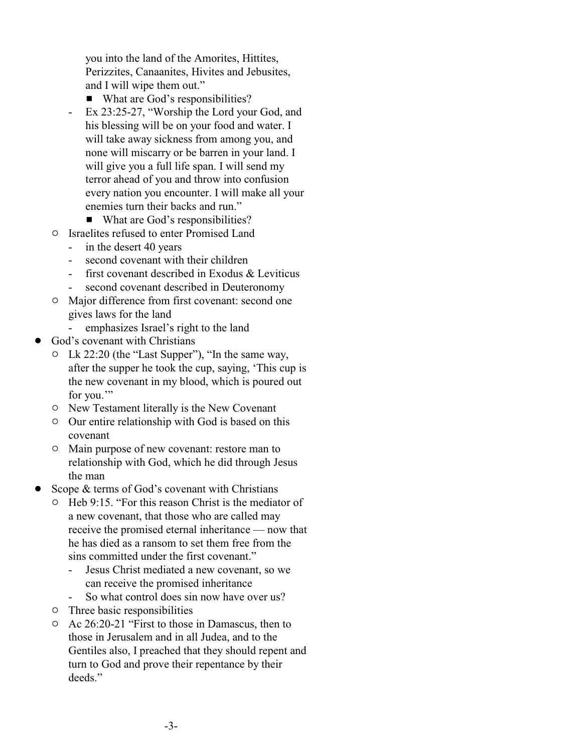you into the land of the Amorites, Hittites, Perizzites, Canaanites, Hivites and Jebusites, and I will wipe them out."
            - What are God's responsibilities?
        - Ex 23:25-27, "Worship the Lord your God, and his blessing will be on your food and water. I will take away sickness from among you, and none will miscarry or be barren in your land. I will give you a full life span. I will send my terror ahead of you and throw into confusion every nation you encounter. I will make all your enemies turn their backs and run."
            - What are God's responsibilities?
    - Israelites refused to enter Promised Land
        - in the desert 40 years
        - second covenant with their children
        - first covenant described in Exodus & Leviticus
        - second covenant described in Deuteronomy
    - Major difference from first covenant: second one gives laws for the land
        - emphasizes Israel's right to the land
- God's covenant with Christians
    - Lk 22:20 (the "Last Supper"), "In the same way, after the supper he took the cup, saying, 'This cup is the new covenant in my blood, which is poured out for you.'"
    - New Testament literally is the New Covenant
    - Our entire relationship with God is based on this covenant
    - Main purpose of new covenant: restore man to relationship with God, which he did through Jesus the man
- Scope & terms of God's covenant with Christians
    - Heb 9:15. "For this reason Christ is the mediator of a new covenant, that those who are called may receive the promised eternal inheritance — now that he has died as a ransom to set them free from the sins committed under the first covenant."
        - Jesus Christ mediated a new covenant, so we can receive the promised inheritance
        - So what control does sin now have over us?
    - Three basic responsibilities
    - Ac 26:20-21 "First to those in Damascus, then to those in Jerusalem and in all Judea, and to the Gentiles also, I preached that they should repent and turn to God and prove their repentance by their deeds."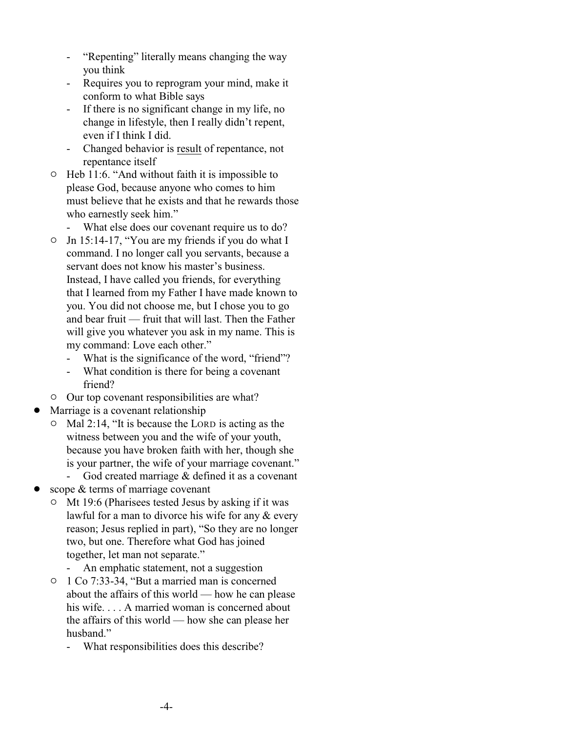- "Repenting" literally means changing the way you think
        - Requires you to reprogram your mind, make it conform to what Bible says
        - If there is no significant change in my life, no change in lifestyle, then I really didn't repent, even if I think I did.
        - Changed behavior is <u>result</u> of repentance, not repentance itself
    - Heb 11:6. "And without faith it is impossible to please God, because anyone who comes to him must believe that he exists and that he rewards those who earnestly seek him."
        - What else does our covenant require us to do?
    - Jn 15:14-17, "You are my friends if you do what I command. I no longer call you servants, because a servant does not know his master's business. Instead, I have called you friends, for everything that I learned from my Father I have made known to you. You did not choose me, but I chose you to go and bear fruit — fruit that will last. Then the Father will give you whatever you ask in my name. This is my command: Love each other."
        - What is the significance of the word, "friend"?
        - What condition is there for being a covenant friend?
    - Our top covenant responsibilities are what?
- Marriage is a covenant relationship
    - Mal 2:14, "It is because the LORD is acting as the witness between you and the wife of your youth, because you have broken faith with her, though she is your partner, the wife of your marriage covenant."
        - God created marriage & defined it as a covenant
- scope & terms of marriage covenant
    - Mt 19:6 (Pharisees tested Jesus by asking if it was lawful for a man to divorce his wife for any & every reason; Jesus replied in part), "So they are no longer two, but one. Therefore what God has joined together, let man not separate."
        - An emphatic statement, not a suggestion
    - 1 Co 7:33-34, "But a married man is concerned about the affairs of this world — how he can please his wife. . . . A married woman is concerned about the affairs of this world — how she can please her husband."
        - What responsibilities does this describe?